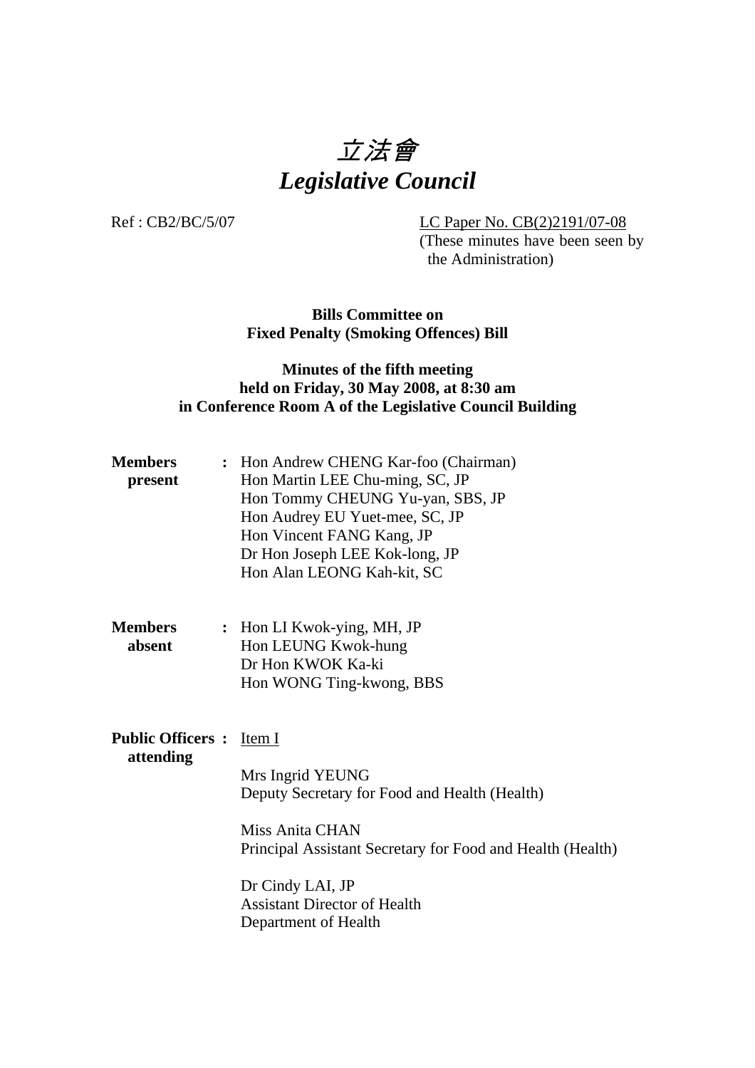# *立法會*
# *Legislative Council*

Ref : CB2/BC/5/07

LC Paper No. CB(2)2191/07-08
(These minutes have been seen by the Administration)

**Bills Committee on**
**Fixed Penalty (Smoking Offences) Bill**

**Minutes of the fifth meeting**
**held on Friday, 30 May 2008, at 8:30 am**
**in Conference Room A of the Legislative Council Building**

**Members present** :
Hon Andrew CHENG Kar-foo (Chairman)
Hon Martin LEE Chu-ming, SC, JP
Hon Tommy CHEUNG Yu-yan, SBS, JP
Hon Audrey EU Yuet-mee, SC, JP
Hon Vincent FANG Kang, JP
Dr Hon Joseph LEE Kok-long, JP
Hon Alan LEONG Kah-kit, SC

**Members absent** :
Hon LI Kwok-ying, MH, JP
Hon LEUNG Kwok-hung
Dr Hon KWOK Ka-ki
Hon WONG Ting-kwong, BBS

**Public Officers attending** :
Item I

Mrs Ingrid YEUNG
Deputy Secretary for Food and Health (Health)

Miss Anita CHAN
Principal Assistant Secretary for Food and Health (Health)

Dr Cindy LAI, JP
Assistant Director of Health
Department of Health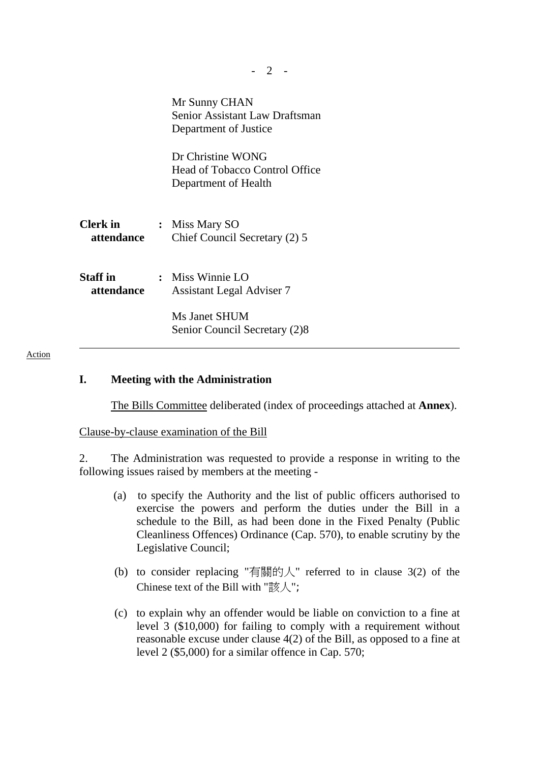Mr Sunny CHAN
Senior Assistant Law Draftsman
Department of Justice

Dr Christine WONG
Head of Tobacco Control Office
Department of Health

**Clerk in attendance** : Miss Mary SO
Chief Council Secretary (2) 5

**Staff in attendance** : Miss Winnie LO
Assistant Legal Adviser 7

Ms Janet SHUM
Senior Council Secretary (2)8

---

Action

## I. Meeting with the Administration

The Bills Committee deliberated (index of proceedings attached at **Annex**).

Clause-by-clause examination of the Bill

2. The Administration was requested to provide a response in writing to the following issues raised by members at the meeting -

(a) to specify the Authority and the list of public officers authorised to exercise the powers and perform the duties under the Bill in a schedule to the Bill, as had been done in the Fixed Penalty (Public Cleanliness Offences) Ordinance (Cap. 570), to enable scrutiny by the Legislative Council;

(b) to consider replacing "有關的人" referred to in clause 3(2) of the Chinese text of the Bill with "該人";

(c) to explain why an offender would be liable on conviction to a fine at level 3 ($10,000) for failing to comply with a requirement without reasonable excuse under clause 4(2) of the Bill, as opposed to a fine at level 2 ($5,000) for a similar offence in Cap. 570;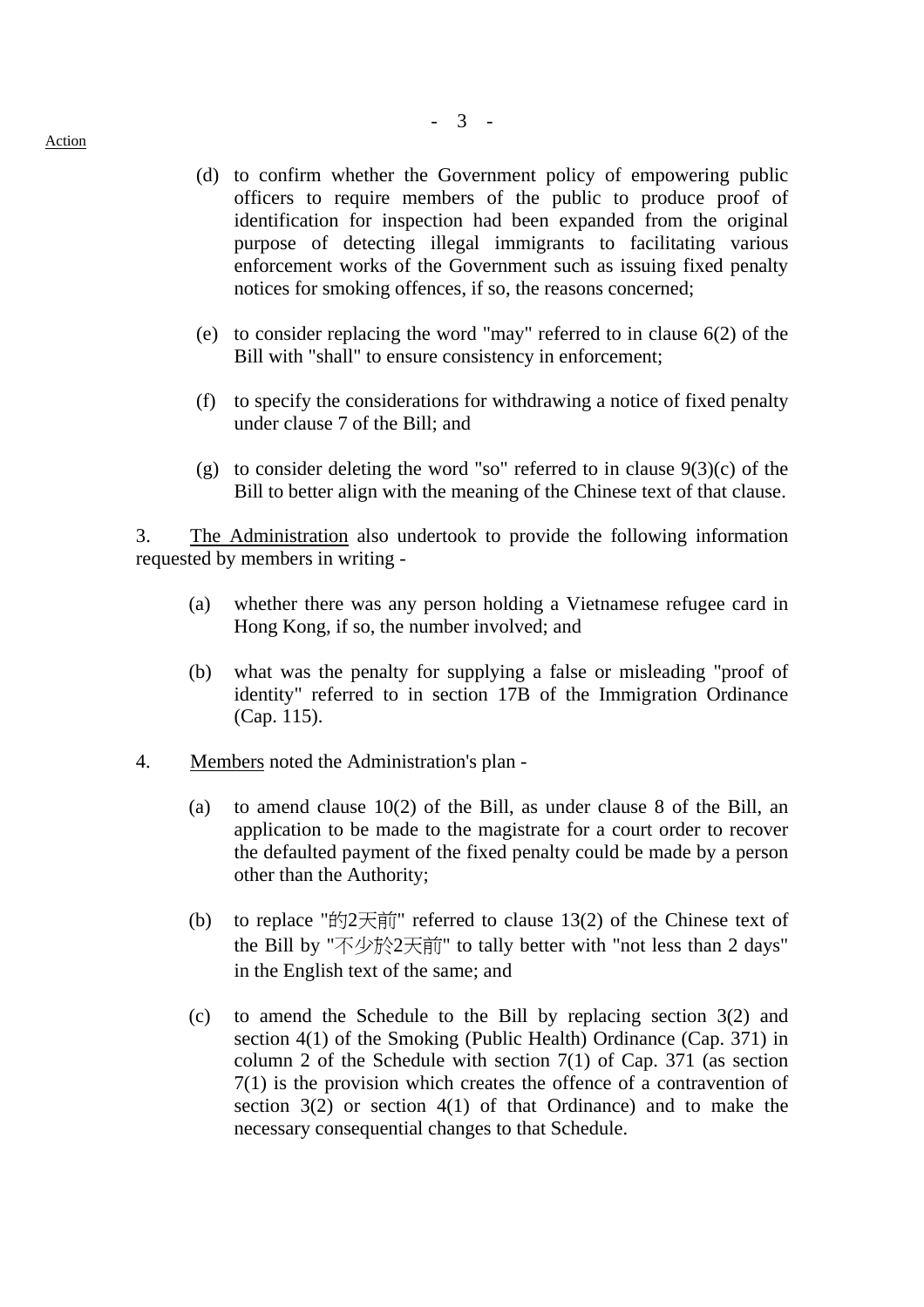Action

(d) to confirm whether the Government policy of empowering public officers to require members of the public to produce proof of identification for inspection had been expanded from the original purpose of detecting illegal immigrants to facilitating various enforcement works of the Government such as issuing fixed penalty notices for smoking offences, if so, the reasons concerned;

(e) to consider replacing the word "may" referred to in clause 6(2) of the Bill with "shall" to ensure consistency in enforcement;

(f) to specify the considerations for withdrawing a notice of fixed penalty under clause 7 of the Bill; and

(g) to consider deleting the word "so" referred to in clause 9(3)(c) of the Bill to better align with the meaning of the Chinese text of that clause.

3. The Administration also undertook to provide the following information requested by members in writing -

(a) whether there was any person holding a Vietnamese refugee card in Hong Kong, if so, the number involved; and

(b) what was the penalty for supplying a false or misleading "proof of identity" referred to in section 17B of the Immigration Ordinance (Cap. 115).

4. Members noted the Administration's plan -

(a) to amend clause 10(2) of the Bill, as under clause 8 of the Bill, an application to be made to the magistrate for a court order to recover the defaulted payment of the fixed penalty could be made by a person other than the Authority;

(b) to replace "的2天前" referred to clause 13(2) of the Chinese text of the Bill by "不少於2天前" to tally better with "not less than 2 days" in the English text of the same; and

(c) to amend the Schedule to the Bill by replacing section 3(2) and section 4(1) of the Smoking (Public Health) Ordinance (Cap. 371) in column 2 of the Schedule with section 7(1) of Cap. 371 (as section 7(1) is the provision which creates the offence of a contravention of section 3(2) or section 4(1) of that Ordinance) and to make the necessary consequential changes to that Schedule.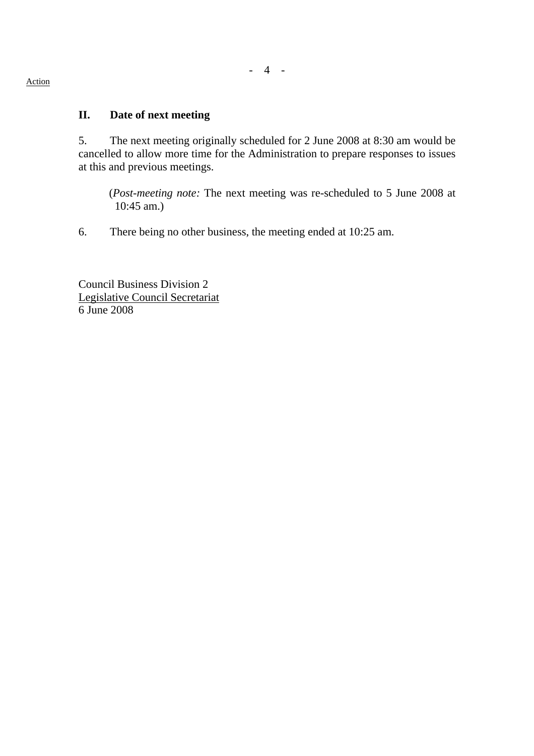Action

## II. Date of next meeting

5. The next meeting originally scheduled for 2 June 2008 at 8:30 am would be cancelled to allow more time for the Administration to prepare responses to issues at this and previous meetings.

(*Post-meeting note:* The next meeting was re-scheduled to 5 June 2008 at 10:45 am.)

6. There being no other business, the meeting ended at 10:25 am.

Council Business Division 2
Legislative Council Secretariat
6 June 2008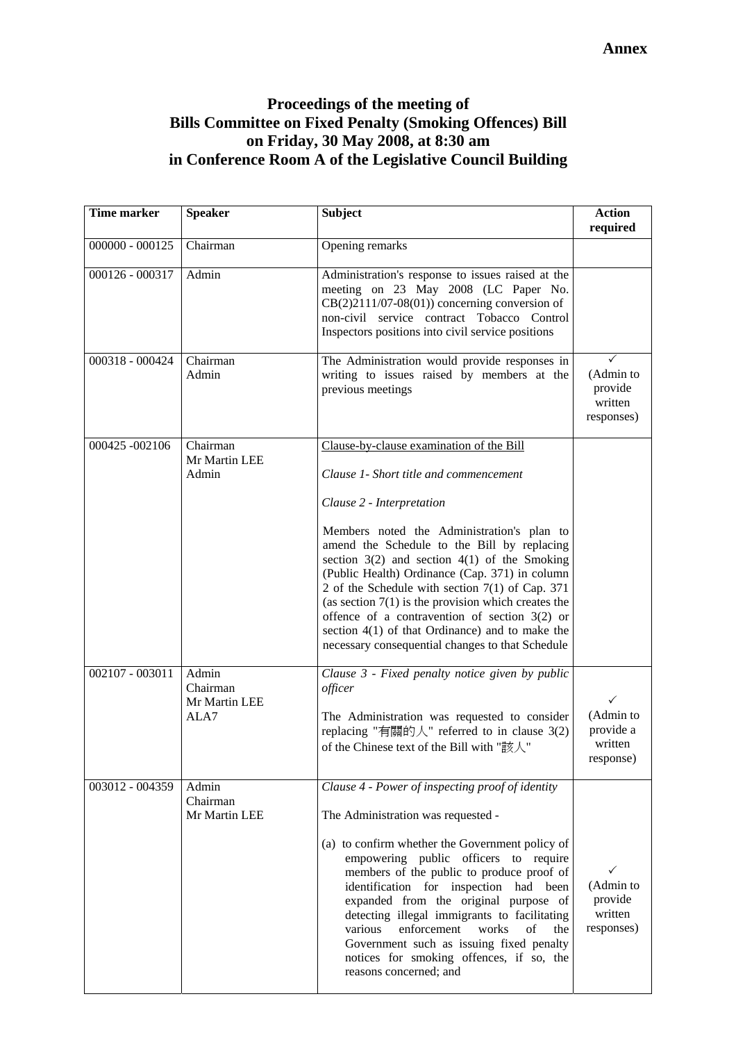**Annex**

# Proceedings of the meeting of Bills Committee on Fixed Penalty (Smoking Offences) Bill on Friday, 30 May 2008, at 8:30 am in Conference Room A of the Legislative Council Building

| Time marker | Speaker | Subject | Action required |
|---|---|---|---|
| 000000 - 000125 | Chairman | Opening remarks | |
| 000126 - 000317 | Admin | Administration's response to issues raised at the meeting on 23 May 2008 (LC Paper No. CB(2)2111/07-08(01)) concerning conversion of non-civil service contract Tobacco Control Inspectors positions into civil service positions | |
| 000318 - 000424 | Chairman<br>Admin | The Administration would provide responses in writing to issues raised by members at the previous meetings | ✓<br>(Admin to provide written responses) |
| 000425 -002106 | Chairman<br>Mr Martin LEE<br>Admin | <u>Clause-by-clause examination of the Bill</u><br><br>*Clause 1- Short title and commencement*<br><br>*Clause 2 - Interpretation*<br><br>Members noted the Administration's plan to amend the Schedule to the Bill by replacing section 3(2) and section 4(1) of the Smoking (Public Health) Ordinance (Cap. 371) in column 2 of the Schedule with section 7(1) of Cap. 371 (as section 7(1) is the provision which creates the offence of a contravention of section 3(2) or section 4(1) of that Ordinance) and to make the necessary consequential changes to that Schedule | |
| 002107 - 003011 | Admin<br>Chairman<br>Mr Martin LEE<br>ALA7 | *Clause 3 - Fixed penalty notice given by public officer*<br><br>The Administration was requested to consider replacing "有關的人" referred to in clause 3(2) of the Chinese text of the Bill with "該人" | ✓<br>(Admin to provide a written response) |
| 003012 - 004359 | Admin<br>Chairman<br>Mr Martin LEE | *Clause 4 - Power of inspecting proof of identity*<br><br>The Administration was requested -<br><br>(a) to confirm whether the Government policy of empowering public officers to require members of the public to produce proof of identification for inspection had been expanded from the original purpose of detecting illegal immigrants to facilitating various enforcement works of the Government such as issuing fixed penalty notices for smoking offences, if so, the reasons concerned; and | ✓<br>(Admin to provide written responses) |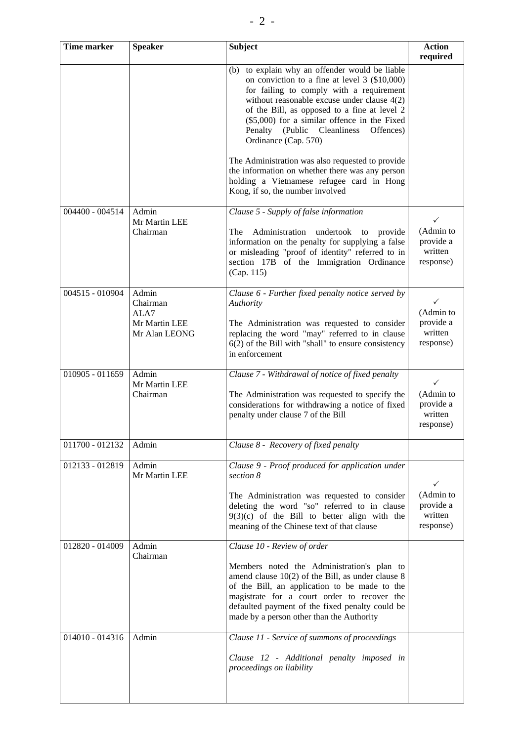| Time marker | Speaker | Subject | Action required |
|---|---|---|---|
| | | (b) to explain why an offender would be liable on conviction to a fine at level 3 ($10,000) for failing to comply with a requirement without reasonable excuse under clause 4(2) of the Bill, as opposed to a fine at level 2 ($5,000) for a similar offence in the Fixed Penalty (Public Cleanliness Offences) Ordinance (Cap. 570)<br><br>The Administration was also requested to provide the information on whether there was any person holding a Vietnamese refugee card in Hong Kong, if so, the number involved | |
| 004400 - 004514 | Admin<br>Mr Martin LEE<br>Chairman | *Clause 5 - Supply of false information*<br><br>The Administration undertook to provide information on the penalty for supplying a false or misleading "proof of identity" referred to in section 17B of the Immigration Ordinance (Cap. 115) | ✓<br>(Admin to provide a written response) |
| 004515 - 010904 | Admin<br>Chairman<br>ALA7<br>Mr Martin LEE<br>Mr Alan LEONG | *Clause 6 - Further fixed penalty notice served by Authority*<br><br>The Administration was requested to consider replacing the word "may" referred to in clause 6(2) of the Bill with "shall" to ensure consistency in enforcement | ✓<br>(Admin to provide a written response) |
| 010905 - 011659 | Admin<br>Mr Martin LEE<br>Chairman | *Clause 7 - Withdrawal of notice of fixed penalty*<br><br>The Administration was requested to specify the considerations for withdrawing a notice of fixed penalty under clause 7 of the Bill | ✓<br>(Admin to provide a written response) |
| 011700 - 012132 | Admin | *Clause 8 - Recovery of fixed penalty* | |
| 012133 - 012819 | Admin<br>Mr Martin LEE | *Clause 9 - Proof produced for application under section 8*<br><br>The Administration was requested to consider deleting the word "so" referred to in clause 9(3)(c) of the Bill to better align with the meaning of the Chinese text of that clause | ✓<br>(Admin to provide a written response) |
| 012820 - 014009 | Admin<br>Chairman | *Clause 10 - Review of order*<br><br>Members noted the Administration's plan to amend clause 10(2) of the Bill, as under clause 8 of the Bill, an application to be made to the magistrate for a court order to recover the defaulted payment of the fixed penalty could be made by a person other than the Authority | |
| 014010 - 014316 | Admin | *Clause 11 - Service of summons of proceedings*<br><br>*Clause 12 - Additional penalty imposed in proceedings on liability* | |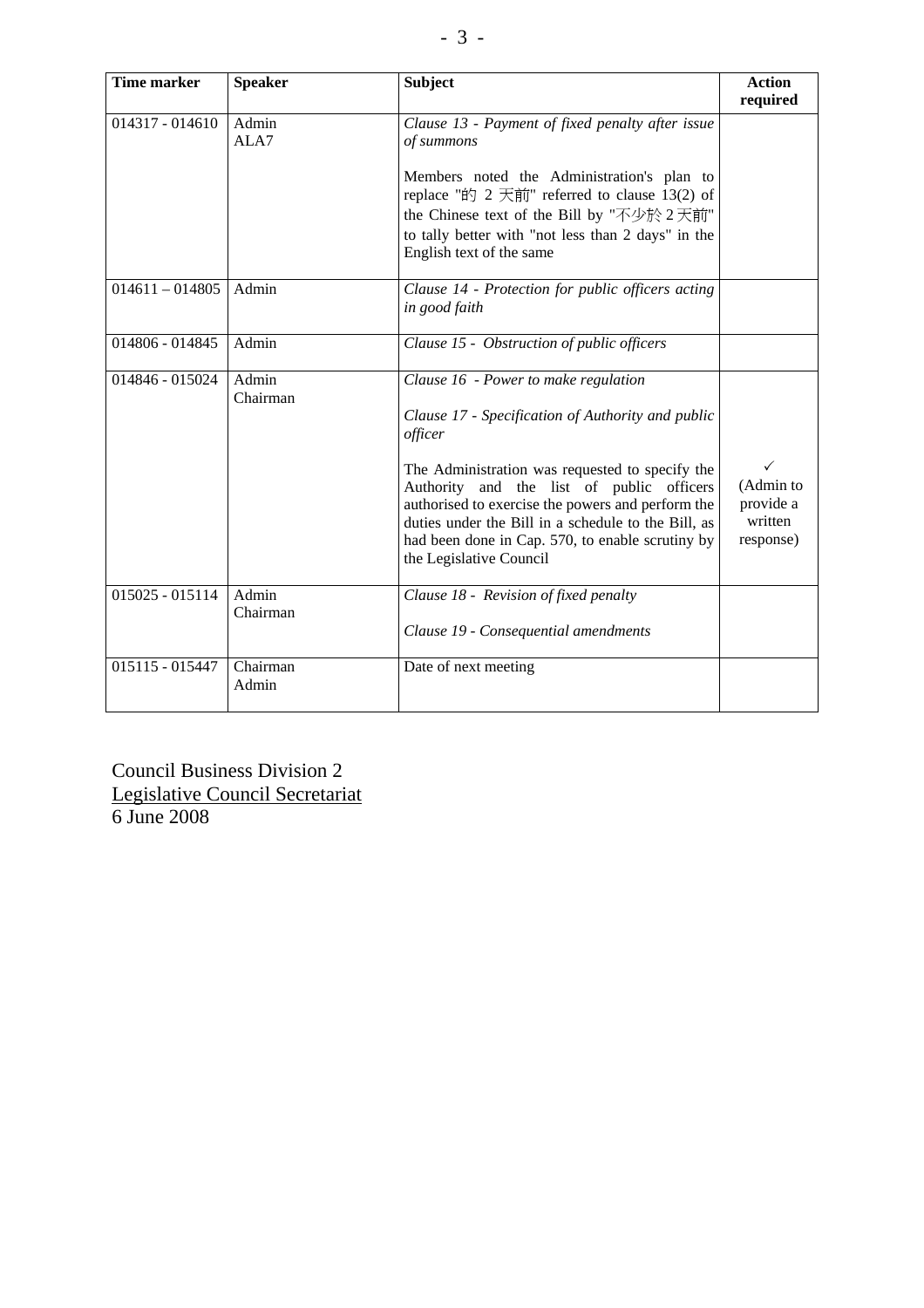| Time marker | Speaker | Subject | Action required |
|---|---|---|---|
| 014317 - 014610 | Admin<br>ALA7 | *Clause 13 - Payment of fixed penalty after issue of summons*<br><br>Members noted the Administration's plan to replace "的 2 天前" referred to clause 13(2) of the Chinese text of the Bill by "不少於 2 天前" to tally better with "not less than 2 days" in the English text of the same | |
| 014611 – 014805 | Admin | *Clause 14 - Protection for public officers acting in good faith* | |
| 014806 - 014845 | Admin | *Clause 15 - Obstruction of public officers* | |
| 014846 - 015024 | Admin<br>Chairman | *Clause 16 - Power to make regulation*<br><br>*Clause 17 - Specification of Authority and public officer*<br><br>The Administration was requested to specify the Authority and the list of public officers authorised to exercise the powers and perform the duties under the Bill in a schedule to the Bill, as had been done in Cap. 570, to enable scrutiny by the Legislative Council | ✓<br>(Admin to provide a written response) |
| 015025 - 015114 | Admin<br>Chairman | *Clause 18 - Revision of fixed penalty*<br><br>*Clause 19 - Consequential amendments* | |
| 015115 - 015447 | Chairman<br>Admin | Date of next meeting | |

Council Business Division 2
Legislative Council Secretariat
6 June 2008